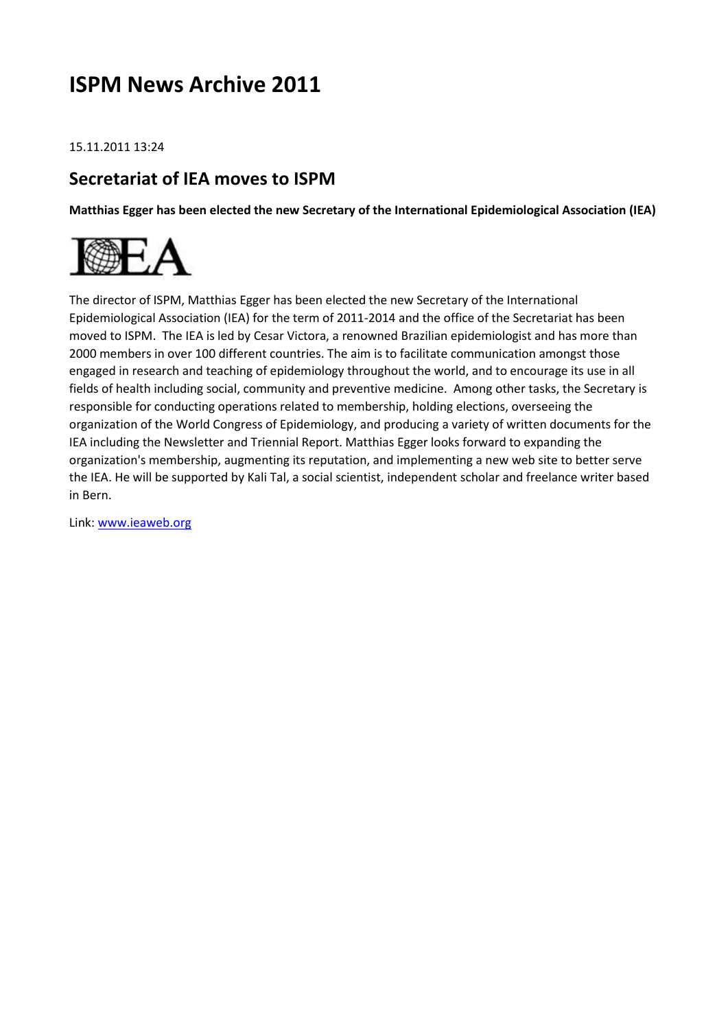# ISPM News Archive 2011

15.11.2011 13:24

## Secretariat of IEA moves to ISPM

**Matthias Egger has been elected the new Secretary of the International Epidemiological Association (IEA)**

The director of ISPM, Matthias Egger has been elected the new Secretary of the International Epidemiological Association (IEA) for the term of 2011-2014 and the office of the Secretariat has been moved to ISPM. The IEA is led by Cesar Victora, a renowned Brazilian epidemiologist and has more than 2000 members in over 100 different countries. The aim is to facilitate communication amongst those engaged in research and teaching of epidemiology throughout the world, and to encourage its use in all fields of health including social, community and preventive medicine. Among other tasks, the Secretary is responsible for conducting operations related to membership, holding elections, overseeing the organization of the World Congress of Epidemiology, and producing a variety of written documents for the IEA including the Newsletter and Triennial Report. Matthias Egger looks forward to expanding the organization's membership, augmenting its reputation, and implementing a new web site to better serve the IEA. He will be supported by Kali Tal, a social scientist, independent scholar and freelance writer based in Bern.

Link: [www.ieaweb.org](http://www.ieaweb.org)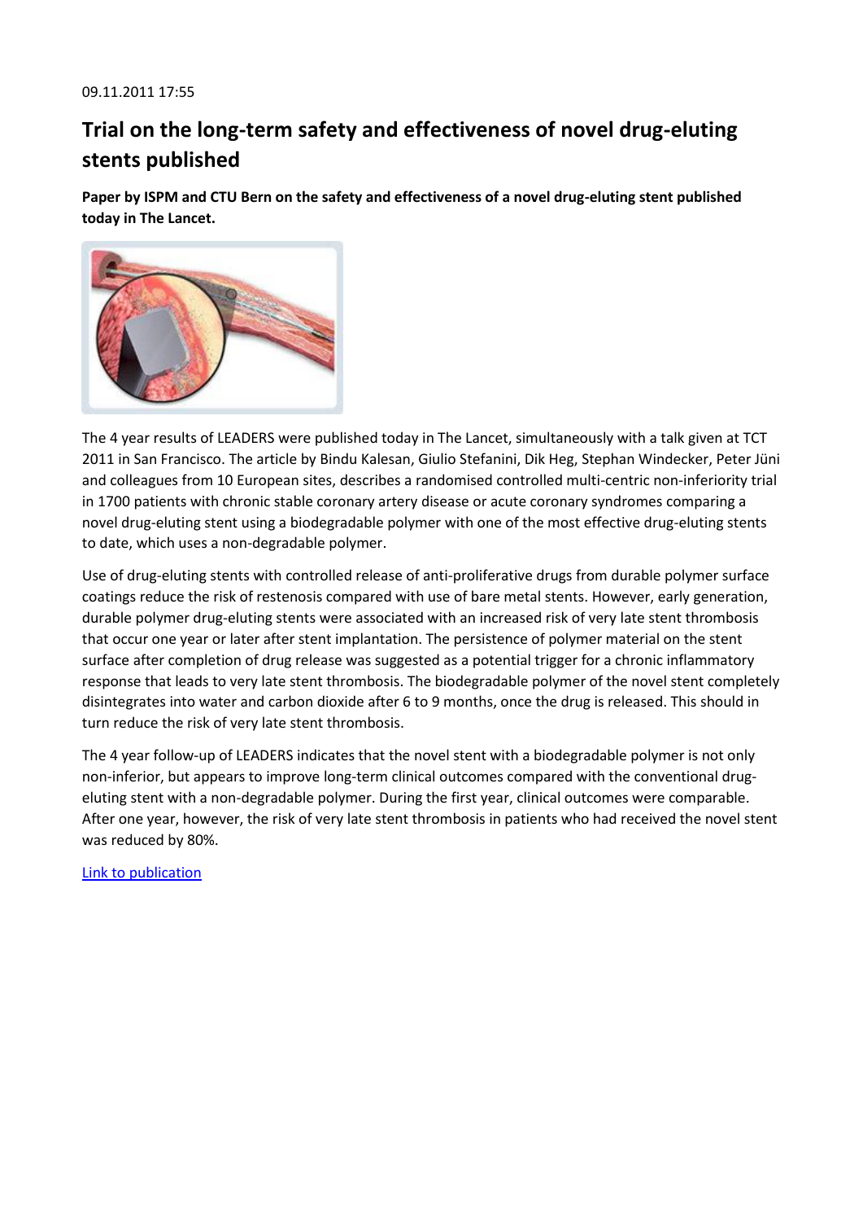09.11.2011 17:55

# Trial on the long-term safety and effectiveness of novel drug-eluting stents published

**Paper by ISPM and CTU Bern on the safety and effectiveness of a novel drug-eluting stent published today in The Lancet.**

The 4 year results of LEADERS were published today in The Lancet, simultaneously with a talk given at TCT 2011 in San Francisco. The article by Bindu Kalesan, Giulio Stefanini, Dik Heg, Stephan Windecker, Peter Jüni and colleagues from 10 European sites, describes a randomised controlled multi-centric non-inferiority trial in 1700 patients with chronic stable coronary artery disease or acute coronary syndromes comparing a novel drug-eluting stent using a biodegradable polymer with one of the most effective drug-eluting stents to date, which uses a non-degradable polymer.

Use of drug-eluting stents with controlled release of anti-proliferative drugs from durable polymer surface coatings reduce the risk of restenosis compared with use of bare metal stents. However, early generation, durable polymer drug-eluting stents were associated with an increased risk of very late stent thrombosis that occur one year or later after stent implantation. The persistence of polymer material on the stent surface after completion of drug release was suggested as a potential trigger for a chronic inflammatory response that leads to very late stent thrombosis. The biodegradable polymer of the novel stent completely disintegrates into water and carbon dioxide after 6 to 9 months, once the drug is released. This should in turn reduce the risk of very late stent thrombosis.

The 4 year follow-up of LEADERS indicates that the novel stent with a biodegradable polymer is not only non-inferior, but appears to improve long-term clinical outcomes compared with the conventional drug-eluting stent with a non-degradable polymer. During the first year, clinical outcomes were comparable. After one year, however, the risk of very late stent thrombosis in patients who had received the novel stent was reduced by 80%.

Link to publication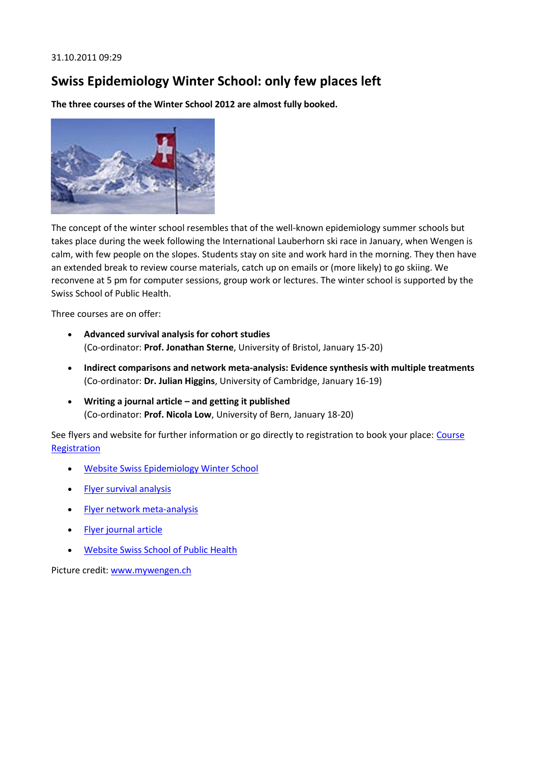31.10.2011 09:29

# Swiss Epidemiology Winter School: only few places left

**The three courses of the Winter School 2012 are almost fully booked.**

The concept of the winter school resembles that of the well-known epidemiology summer schools but takes place during the week following the International Lauberhorn ski race in January, when Wengen is calm, with few people on the slopes. Students stay on site and work hard in the morning. They then have an extended break to review course materials, catch up on emails or (more likely) to go skiing. We reconvene at 5 pm for computer sessions, group work or lectures. The winter school is supported by the Swiss School of Public Health.

Three courses are on offer:

- **Advanced survival analysis for cohort studies**
  (Co-ordinator: **Prof. Jonathan Sterne**, University of Bristol, January 15-20)
- **Indirect comparisons and network meta-analysis: Evidence synthesis with multiple treatments**
  (Co-ordinator: **Dr. Julian Higgins**, University of Cambridge, January 16-19)
- **Writing a journal article – and getting it published**
  (Co-ordinator: **Prof. Nicola Low**, University of Bern, January 18-20)

See flyers and website for further information or go directly to registration to book your place: Course Registration

- Website Swiss Epidemiology Winter School
- Flyer survival analysis
- Flyer network meta-analysis
- Flyer journal article
- Website Swiss School of Public Health

Picture credit: www.mywengen.ch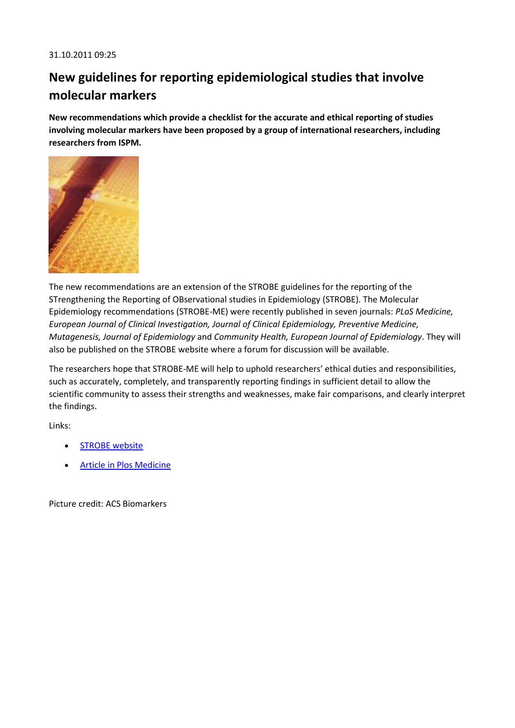31.10.2011 09:25

## New guidelines for reporting epidemiological studies that involve molecular markers

**New recommendations which provide a checklist for the accurate and ethical reporting of studies involving molecular markers have been proposed by a group of international researchers, including researchers from ISPM.**

The new recommendations are an extension of the STROBE guidelines for the reporting of the STrengthening the Reporting of OBservational studies in Epidemiology (STROBE). The Molecular Epidemiology recommendations (STROBE-ME) were recently published in seven journals: *PLoS Medicine, European Journal of Clinical Investigation, Journal of Clinical Epidemiology, Preventive Medicine, Mutagenesis, Journal of Epidemiology* and *Community Health, European Journal of Epidemiology*. They will also be published on the STROBE website where a forum for discussion will be available.

The researchers hope that STROBE-ME will help to uphold researchers' ethical duties and responsibilities, such as accurately, completely, and transparently reporting findings in sufficient detail to allow the scientific community to assess their strengths and weaknesses, make fair comparisons, and clearly interpret the findings.

Links:

- STROBE website
- Article in Plos Medicine

Picture credit: ACS Biomarkers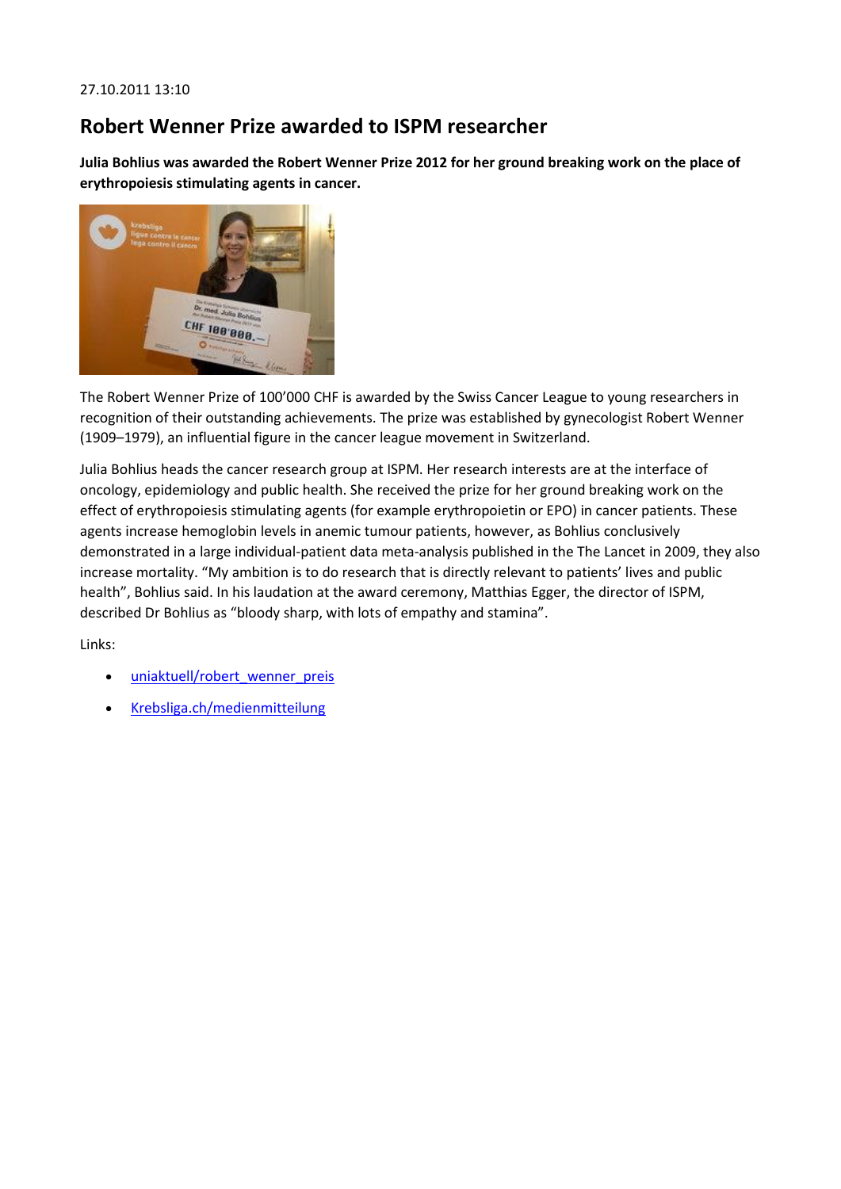27.10.2011 13:10

# Robert Wenner Prize awarded to ISPM researcher

**Julia Bohlius was awarded the Robert Wenner Prize 2012 for her ground breaking work on the place of erythropoiesis stimulating agents in cancer.**

The Robert Wenner Prize of 100'000 CHF is awarded by the Swiss Cancer League to young researchers in recognition of their outstanding achievements. The prize was established by gynecologist Robert Wenner (1909–1979), an influential figure in the cancer league movement in Switzerland.

Julia Bohlius heads the cancer research group at ISPM. Her research interests are at the interface of oncology, epidemiology and public health. She received the prize for her ground breaking work on the effect of erythropoiesis stimulating agents (for example erythropoietin or EPO) in cancer patients. These agents increase hemoglobin levels in anemic tumour patients, however, as Bohlius conclusively demonstrated in a large individual-patient data meta-analysis published in the The Lancet in 2009, they also increase mortality. "My ambition is to do research that is directly relevant to patients' lives and public health", Bohlius said. In his laudation at the award ceremony, Matthias Egger, the director of ISPM, described Dr Bohlius as "bloody sharp, with lots of empathy and stamina".

Links:

- uniaktuell/robert_wenner_preis
- Krebsliga.ch/medienmitteilung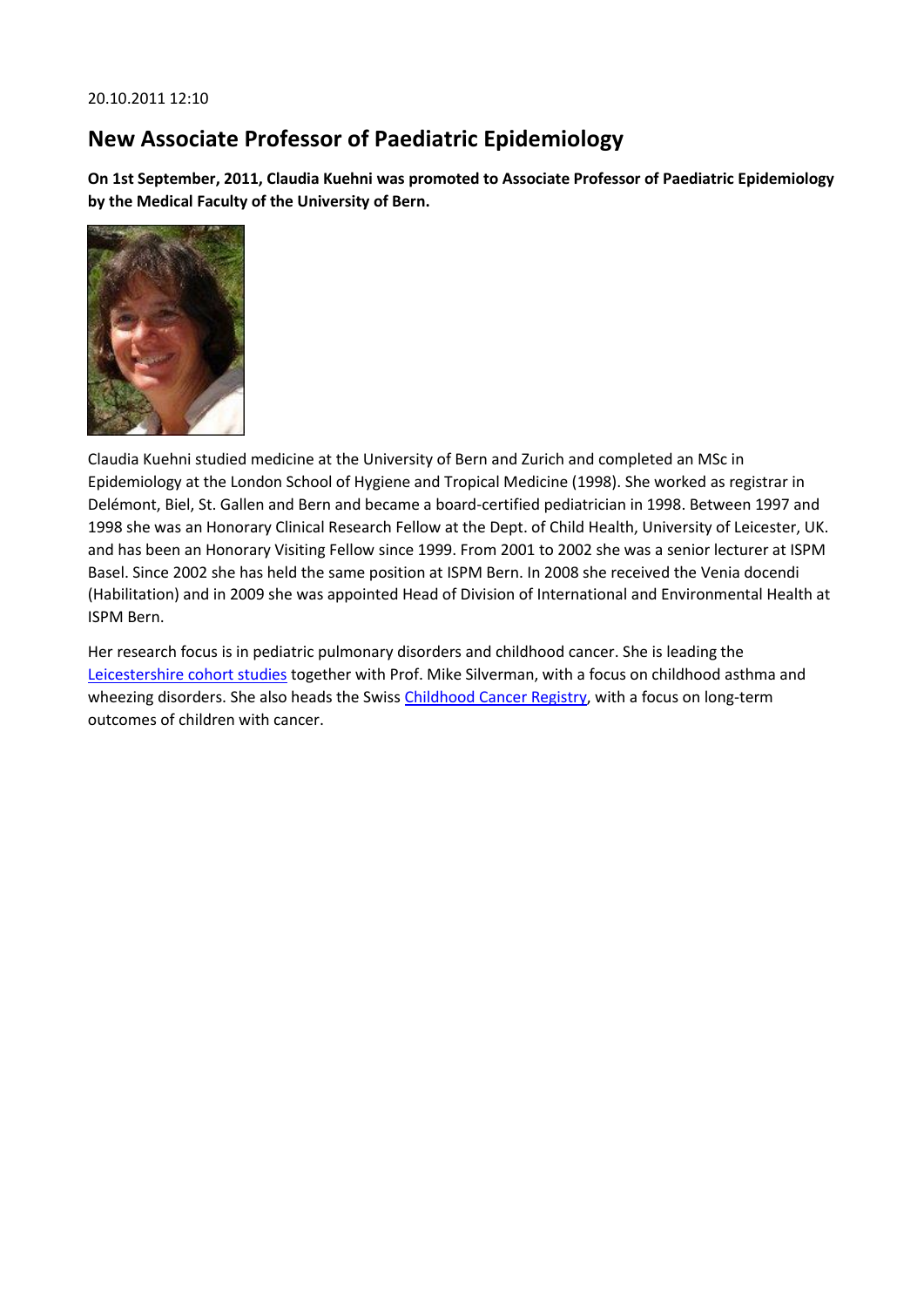20.10.2011 12:10

## New Associate Professor of Paediatric Epidemiology

**On 1st September, 2011, Claudia Kuehni was promoted to Associate Professor of Paediatric Epidemiology by the Medical Faculty of the University of Bern.**

Claudia Kuehni studied medicine at the University of Bern and Zurich and completed an MSc in Epidemiology at the London School of Hygiene and Tropical Medicine (1998). She worked as registrar in Delémont, Biel, St. Gallen and Bern and became a board-certified pediatrician in 1998. Between 1997 and 1998 she was an Honorary Clinical Research Fellow at the Dept. of Child Health, University of Leicester, UK. and has been an Honorary Visiting Fellow since 1999. From 2001 to 2002 she was a senior lecturer at ISPM Basel. Since 2002 she has held the same position at ISPM Bern. In 2008 she received the Venia docendi (Habilitation) and in 2009 she was appointed Head of Division of International and Environmental Health at ISPM Bern.

Her research focus is in pediatric pulmonary disorders and childhood cancer. She is leading the Leicestershire cohort studies together with Prof. Mike Silverman, with a focus on childhood asthma and wheezing disorders. She also heads the Swiss Childhood Cancer Registry, with a focus on long-term outcomes of children with cancer.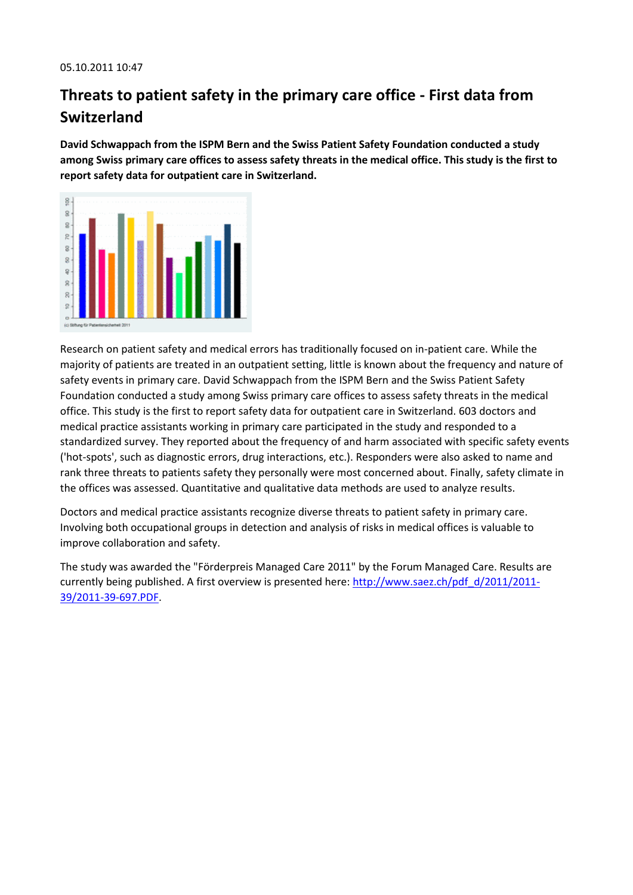05.10.2011 10:47

# Threats to patient safety in the primary care office - First data from Switzerland

**David Schwappach from the ISPM Bern and the Swiss Patient Safety Foundation conducted a study among Swiss primary care offices to assess safety threats in the medical office. This study is the first to report safety data for outpatient care in Switzerland.**

Research on patient safety and medical errors has traditionally focused on in-patient care. While the majority of patients are treated in an outpatient setting, little is known about the frequency and nature of safety events in primary care. David Schwappach from the ISPM Bern and the Swiss Patient Safety Foundation conducted a study among Swiss primary care offices to assess safety threats in the medical office. This study is the first to report safety data for outpatient care in Switzerland. 603 doctors and medical practice assistants working in primary care participated in the study and responded to a standardized survey. They reported about the frequency of and harm associated with specific safety events ('hot-spots', such as diagnostic errors, drug interactions, etc.). Responders were also asked to name and rank three threats to patients safety they personally were most concerned about. Finally, safety climate in the offices was assessed. Quantitative and qualitative data methods are used to analyze results.

Doctors and medical practice assistants recognize diverse threats to patient safety in primary care. Involving both occupational groups in detection and analysis of risks in medical offices is valuable to improve collaboration and safety.

The study was awarded the "Förderpreis Managed Care 2011" by the Forum Managed Care. Results are currently being published. A first overview is presented here: http://www.saez.ch/pdf_d/2011/2011-39/2011-39-697.PDF.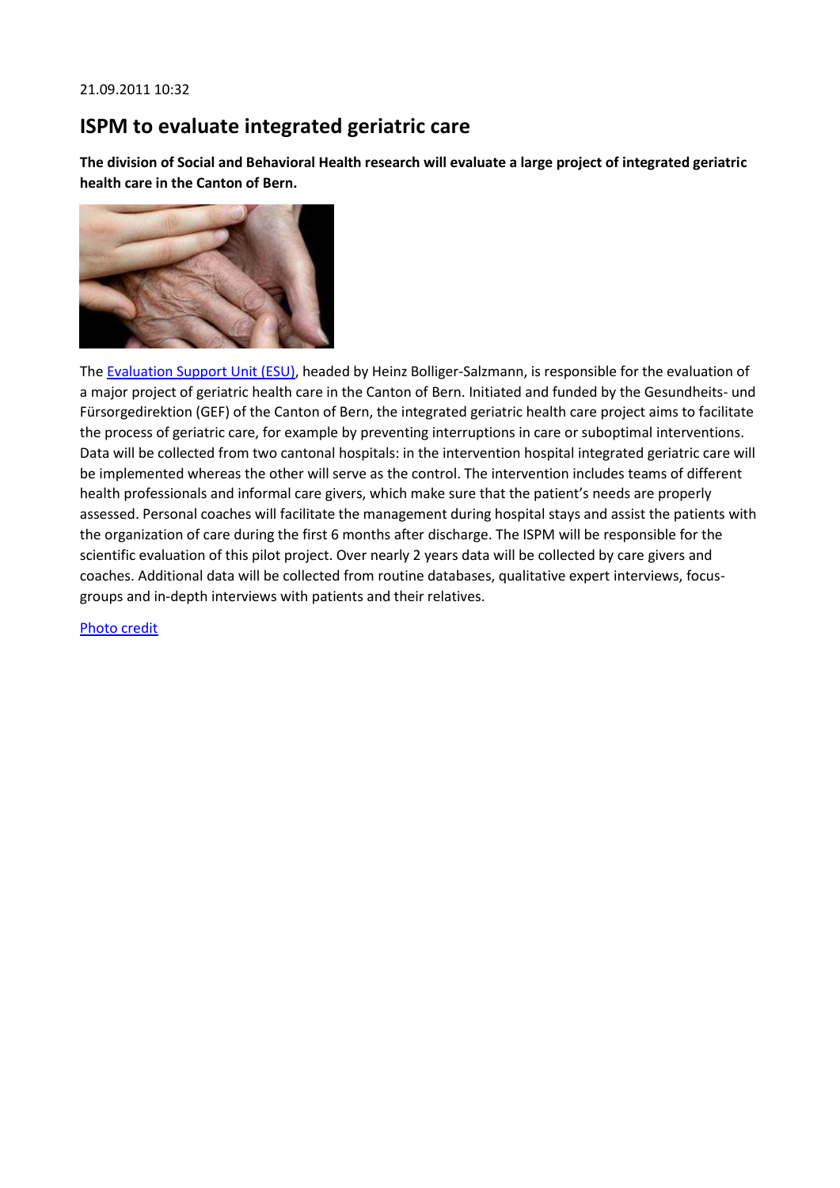21.09.2011 10:32

# ISPM to evaluate integrated geriatric care

**The division of Social and Behavioral Health research will evaluate a large project of integrated geriatric health care in the Canton of Bern.**

The Evaluation Support Unit (ESU), headed by Heinz Bolliger-Salzmann, is responsible for the evaluation of a major project of geriatric health care in the Canton of Bern. Initiated and funded by the Gesundheits- und Fürsorgedirektion (GEF) of the Canton of Bern, the integrated geriatric health care project aims to facilitate the process of geriatric care, for example by preventing interruptions in care or suboptimal interventions. Data will be collected from two cantonal hospitals: in the intervention hospital integrated geriatric care will be implemented whereas the other will serve as the control. The intervention includes teams of different health professionals and informal care givers, which make sure that the patient's needs are properly assessed. Personal coaches will facilitate the management during hospital stays and assist the patients with the organization of care during the first 6 months after discharge. The ISPM will be responsible for the scientific evaluation of this pilot project. Over nearly 2 years data will be collected by care givers and coaches. Additional data will be collected from routine databases, qualitative expert interviews, focus-groups and in-depth interviews with patients and their relatives.

Photo credit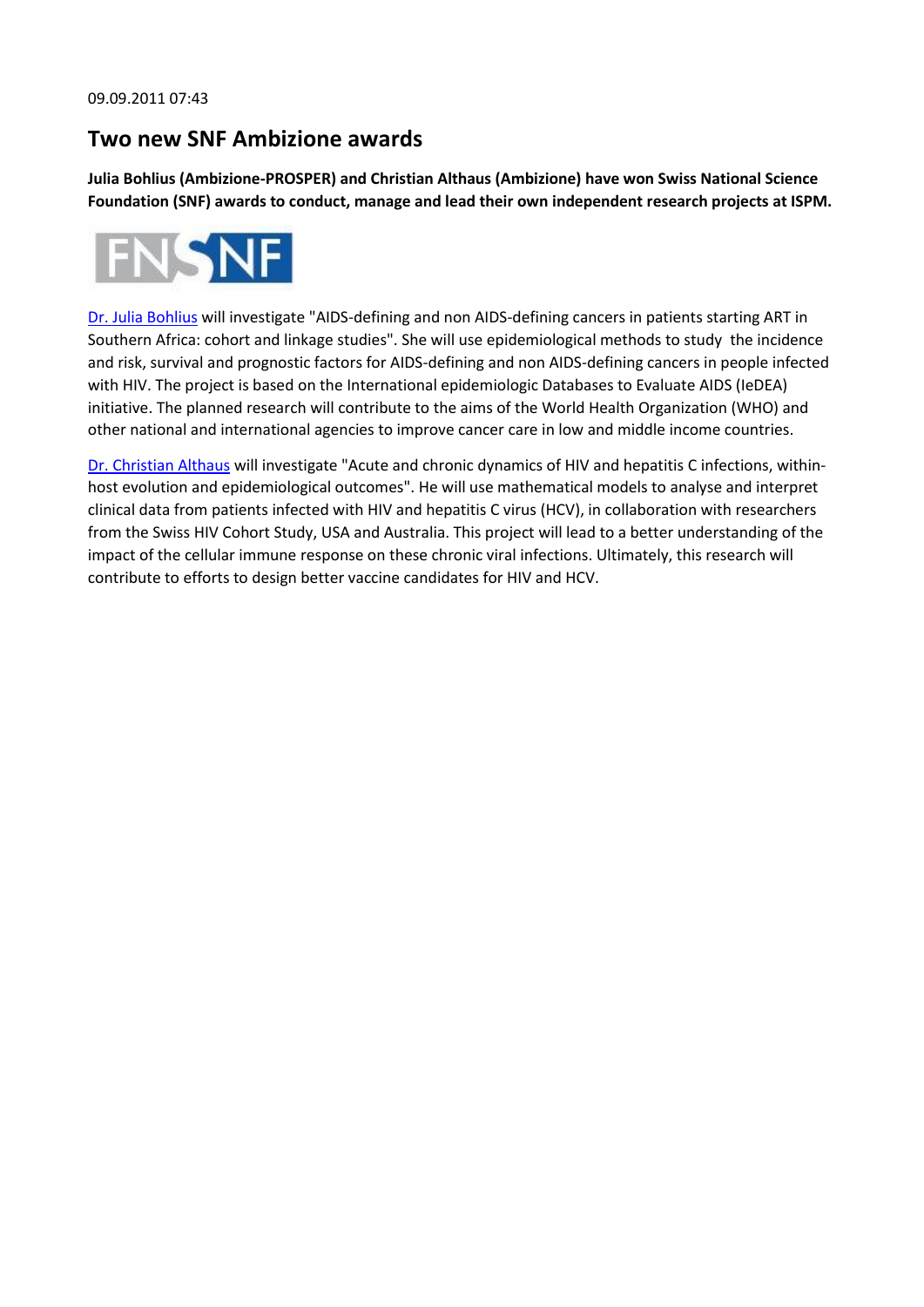09.09.2011 07:43

## Two new SNF Ambizione awards

**Julia Bohlius (Ambizione-PROSPER) and Christian Althaus (Ambizione) have won Swiss National Science Foundation (SNF) awards to conduct, manage and lead their own independent research projects at ISPM.**

Dr. Julia Bohlius will investigate "AIDS-defining and non AIDS-defining cancers in patients starting ART in Southern Africa: cohort and linkage studies". She will use epidemiological methods to study the incidence and risk, survival and prognostic factors for AIDS-defining and non AIDS-defining cancers in people infected with HIV. The project is based on the International epidemiologic Databases to Evaluate AIDS (IeDEA) initiative. The planned research will contribute to the aims of the World Health Organization (WHO) and other national and international agencies to improve cancer care in low and middle income countries.

Dr. Christian Althaus will investigate "Acute and chronic dynamics of HIV and hepatitis C infections, within-host evolution and epidemiological outcomes". He will use mathematical models to analyse and interpret clinical data from patients infected with HIV and hepatitis C virus (HCV), in collaboration with researchers from the Swiss HIV Cohort Study, USA and Australia. This project will lead to a better understanding of the impact of the cellular immune response on these chronic viral infections. Ultimately, this research will contribute to efforts to design better vaccine candidates for HIV and HCV.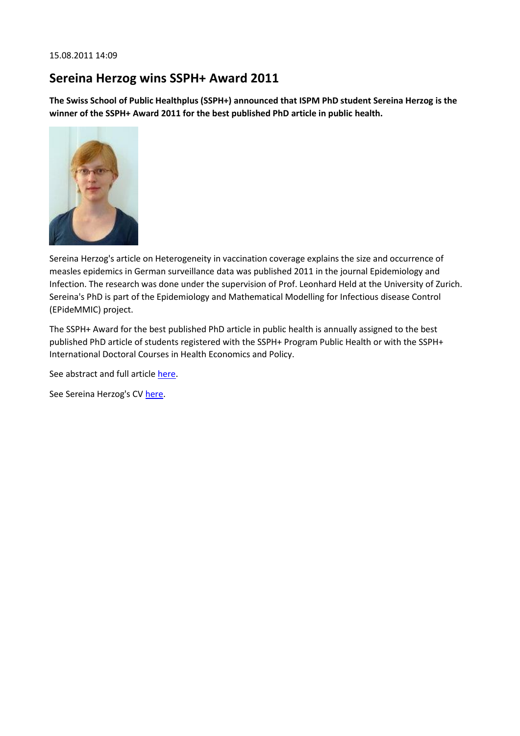15.08.2011 14:09

# Sereina Herzog wins SSPH+ Award 2011

**The Swiss School of Public Healthplus (SSPH+) announced that ISPM PhD student Sereina Herzog is the winner of the SSPH+ Award 2011 for the best published PhD article in public health.**

Sereina Herzog's article on Heterogeneity in vaccination coverage explains the size and occurrence of measles epidemics in German surveillance data was published 2011 in the journal Epidemiology and Infection. The research was done under the supervision of Prof. Leonhard Held at the University of Zurich. Sereina's PhD is part of the Epidemiology and Mathematical Modelling for Infectious disease Control (EPideMMIC) project.

The SSPH+ Award for the best published PhD article in public health is annually assigned to the best published PhD article of students registered with the SSPH+ Program Public Health or with the SSPH+ International Doctoral Courses in Health Economics and Policy.

See abstract and full article here.

See Sereina Herzog's CV here.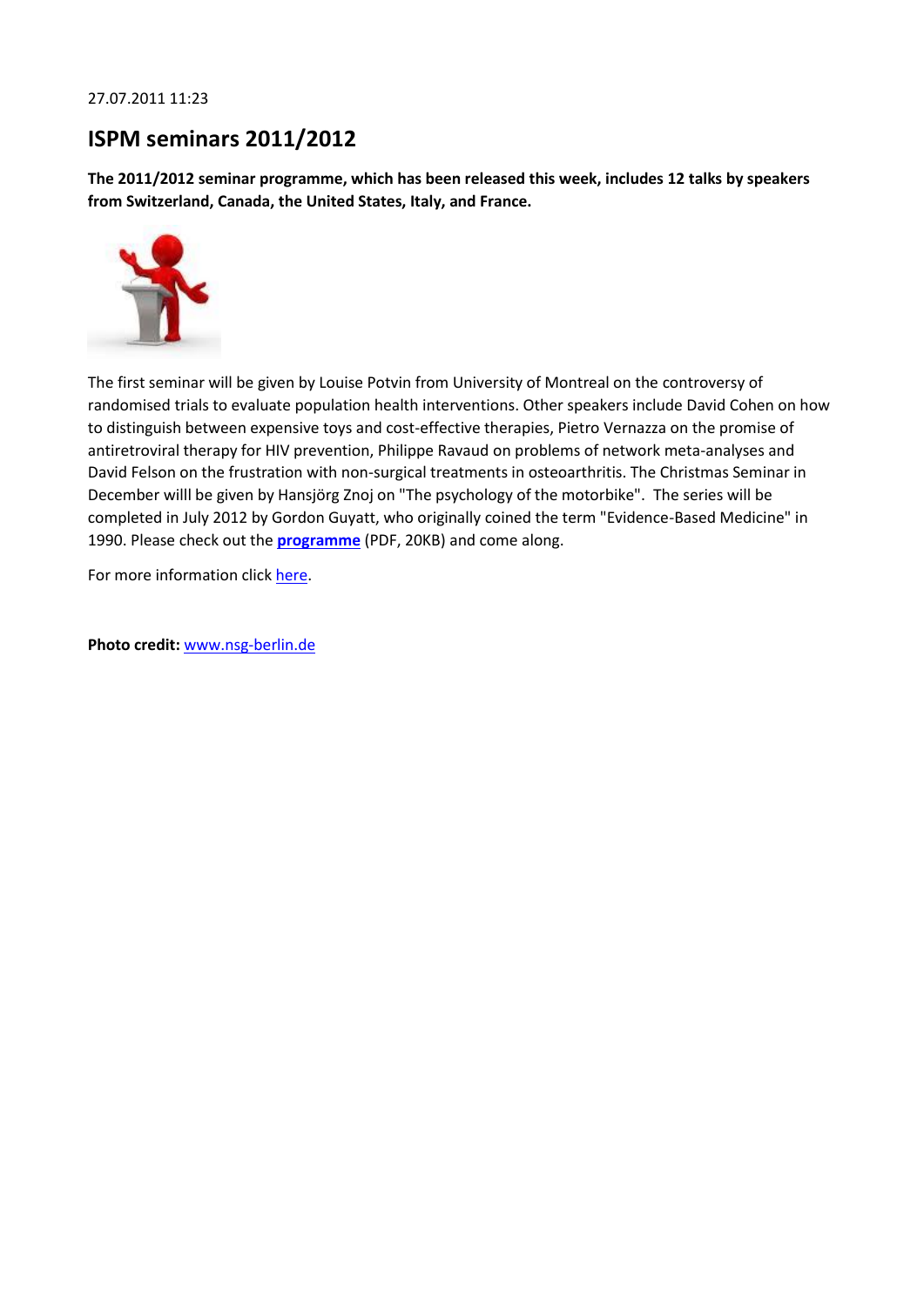27.07.2011 11:23

## ISPM seminars 2011/2012

**The 2011/2012 seminar programme, which has been released this week, includes 12 talks by speakers from Switzerland, Canada, the United States, Italy, and France.**

The first seminar will be given by Louise Potvin from University of Montreal on the controversy of randomised trials to evaluate population health interventions. Other speakers include David Cohen on how to distinguish between expensive toys and cost-effective therapies, Pietro Vernazza on the promise of antiretroviral therapy for HIV prevention, Philippe Ravaud on problems of network meta-analyses and David Felson on the frustration with non-surgical treatments in osteoarthritis. The Christmas Seminar in December willl be given by Hansjörg Znoj on "The psychology of the motorbike". The series will be completed in July 2012 by Gordon Guyatt, who originally coined the term "Evidence-Based Medicine" in 1990. Please check out the **programme** (PDF, 20KB) and come along.

For more information click here.

**Photo credit:** www.nsg-berlin.de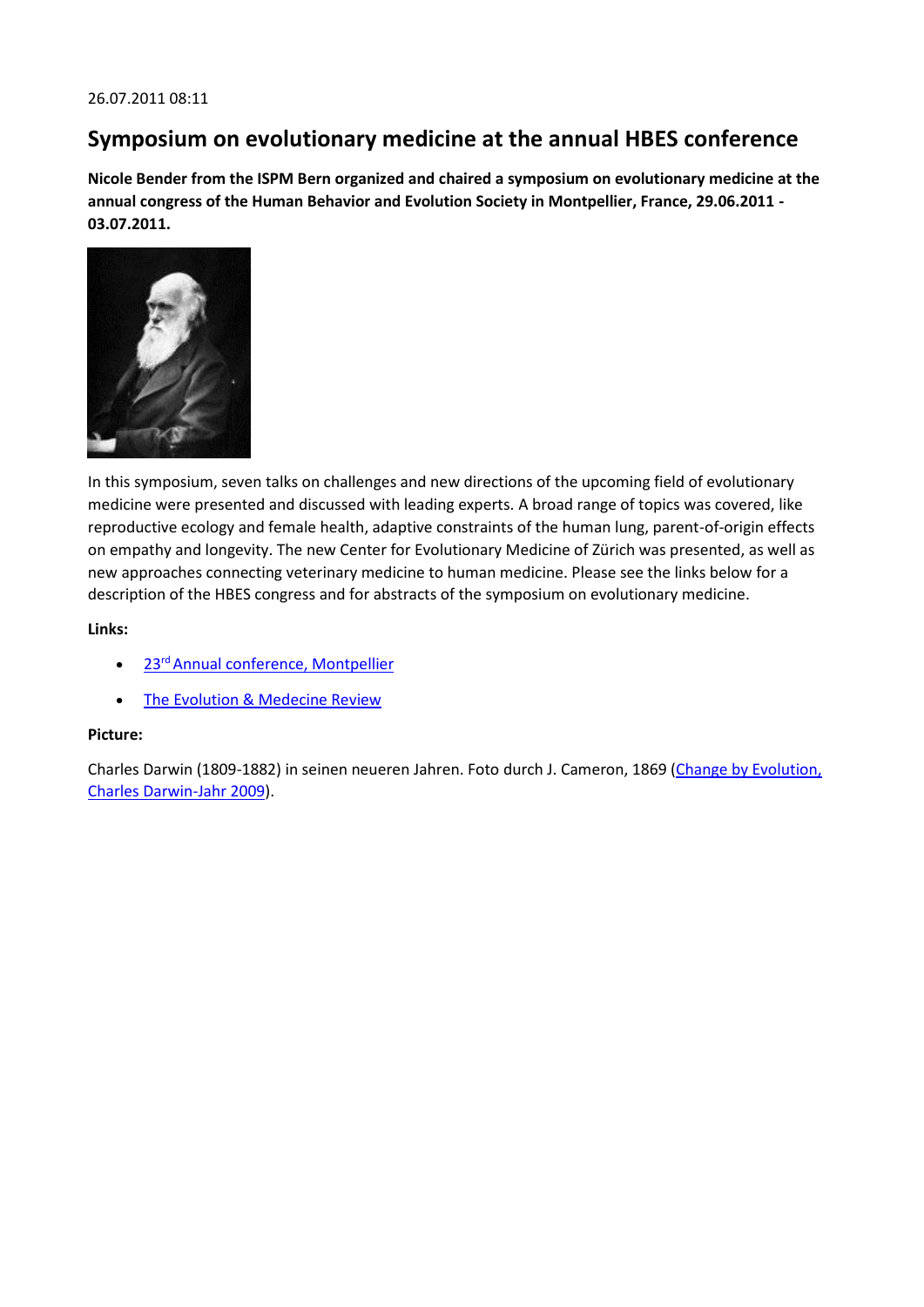26.07.2011 08:11

## Symposium on evolutionary medicine at the annual HBES conference

**Nicole Bender from the ISPM Bern organized and chaired a symposium on evolutionary medicine at the annual congress of the Human Behavior and Evolution Society in Montpellier, France, 29.06.2011 - 03.07.2011.**

In this symposium, seven talks on challenges and new directions of the upcoming field of evolutionary medicine were presented and discussed with leading experts. A broad range of topics was covered, like reproductive ecology and female health, adaptive constraints of the human lung, parent-of-origin effects on empathy and longevity. The new Center for Evolutionary Medicine of Zürich was presented, as well as new approaches connecting veterinary medicine to human medicine. Please see the links below for a description of the HBES congress and for abstracts of the symposium on evolutionary medicine.

**Links:**

- 23rd Annual conference, Montpellier
- The Evolution & Medecine Review

**Picture:**

Charles Darwin (1809-1882) in seinen neueren Jahren. Foto durch J. Cameron, 1869 (Change by Evolution, Charles Darwin-Jahr 2009).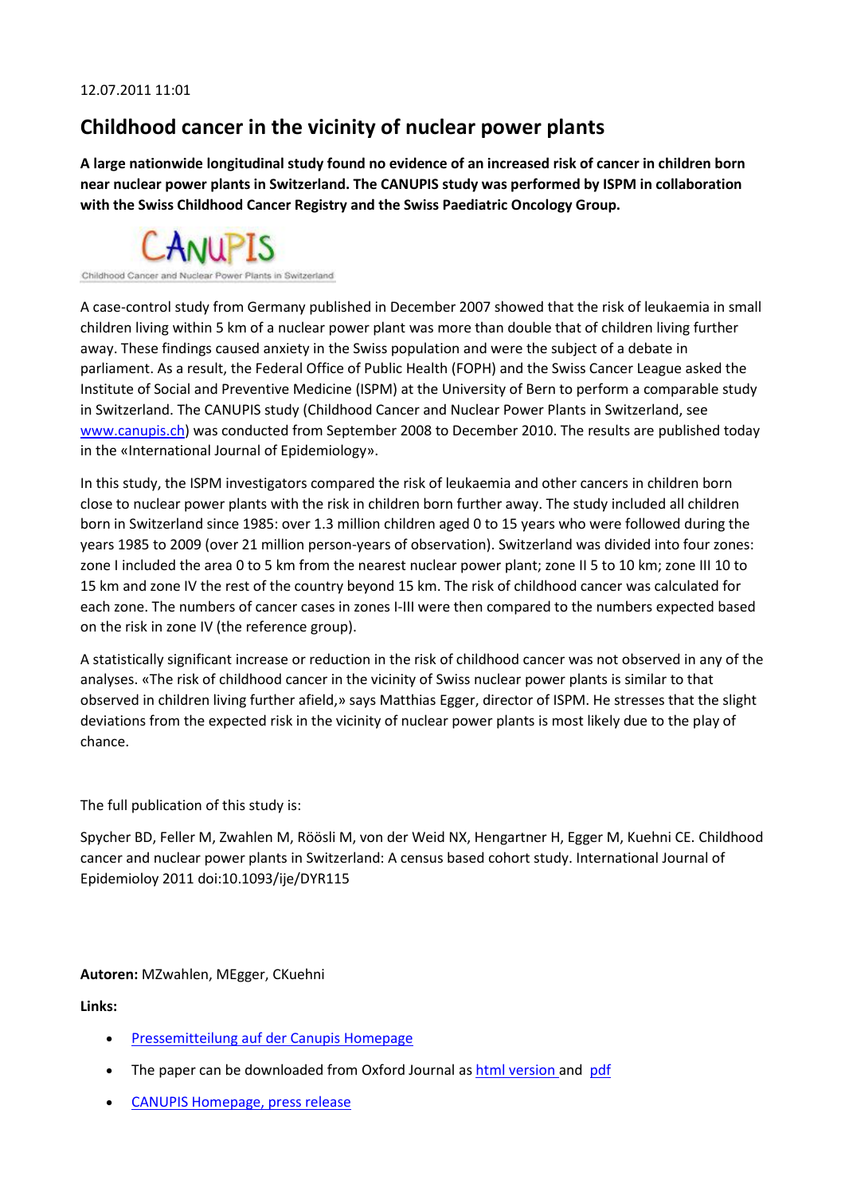12.07.2011 11:01

# Childhood cancer in the vicinity of nuclear power plants

**A large nationwide longitudinal study found no evidence of an increased risk of cancer in children born near nuclear power plants in Switzerland. The CANUPIS study was performed by ISPM in collaboration with the Swiss Childhood Cancer Registry and the Swiss Paediatric Oncology Group.**

CANUPIS

Childhood Cancer and Nuclear Power Plants in Switzerland

A case-control study from Germany published in December 2007 showed that the risk of leukaemia in small children living within 5 km of a nuclear power plant was more than double that of children living further away. These findings caused anxiety in the Swiss population and were the subject of a debate in parliament. As a result, the Federal Office of Public Health (FOPH) and the Swiss Cancer League asked the Institute of Social and Preventive Medicine (ISPM) at the University of Bern to perform a comparable study in Switzerland. The CANUPIS study (Childhood Cancer and Nuclear Power Plants in Switzerland, see [www.canupis.ch](www.canupis.ch)) was conducted from September 2008 to December 2010. The results are published today in the «International Journal of Epidemiology».

In this study, the ISPM investigators compared the risk of leukaemia and other cancers in children born close to nuclear power plants with the risk in children born further away. The study included all children born in Switzerland since 1985: over 1.3 million children aged 0 to 15 years who were followed during the years 1985 to 2009 (over 21 million person-years of observation). Switzerland was divided into four zones: zone I included the area 0 to 5 km from the nearest nuclear power plant; zone II 5 to 10 km; zone III 10 to 15 km and zone IV the rest of the country beyond 15 km. The risk of childhood cancer was calculated for each zone. The numbers of cancer cases in zones I-III were then compared to the numbers expected based on the risk in zone IV (the reference group).

A statistically significant increase or reduction in the risk of childhood cancer was not observed in any of the analyses. «The risk of childhood cancer in the vicinity of Swiss nuclear power plants is similar to that observed in children living further afield,» says Matthias Egger, director of ISPM. He stresses that the slight deviations from the expected risk in the vicinity of nuclear power plants is most likely due to the play of chance.

The full publication of this study is:

Spycher BD, Feller M, Zwahlen M, Röösli M, von der Weid NX, Hengartner H, Egger M, Kuehni CE. Childhood cancer and nuclear power plants in Switzerland: A census based cohort study. International Journal of Epidemioloy 2011 doi:10.1093/ije/DYR115

**Autoren:** MZwahlen, MEgger, CKuehni

**Links:**

- Pressemitteilung auf der Canupis Homepage
- The paper can be downloaded from Oxford Journal as html version and pdf
- CANUPIS Homepage, press release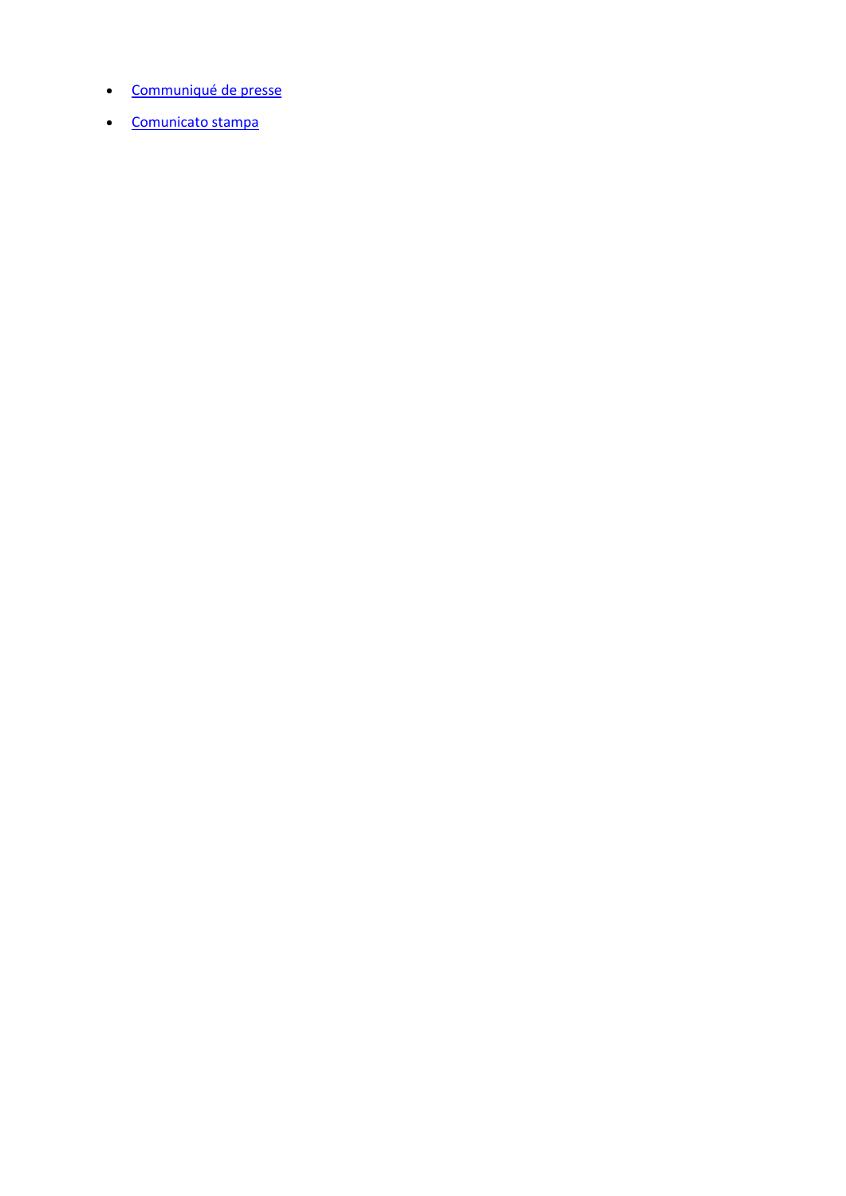- [Communiqué de presse]()
- [Comunicato stampa]()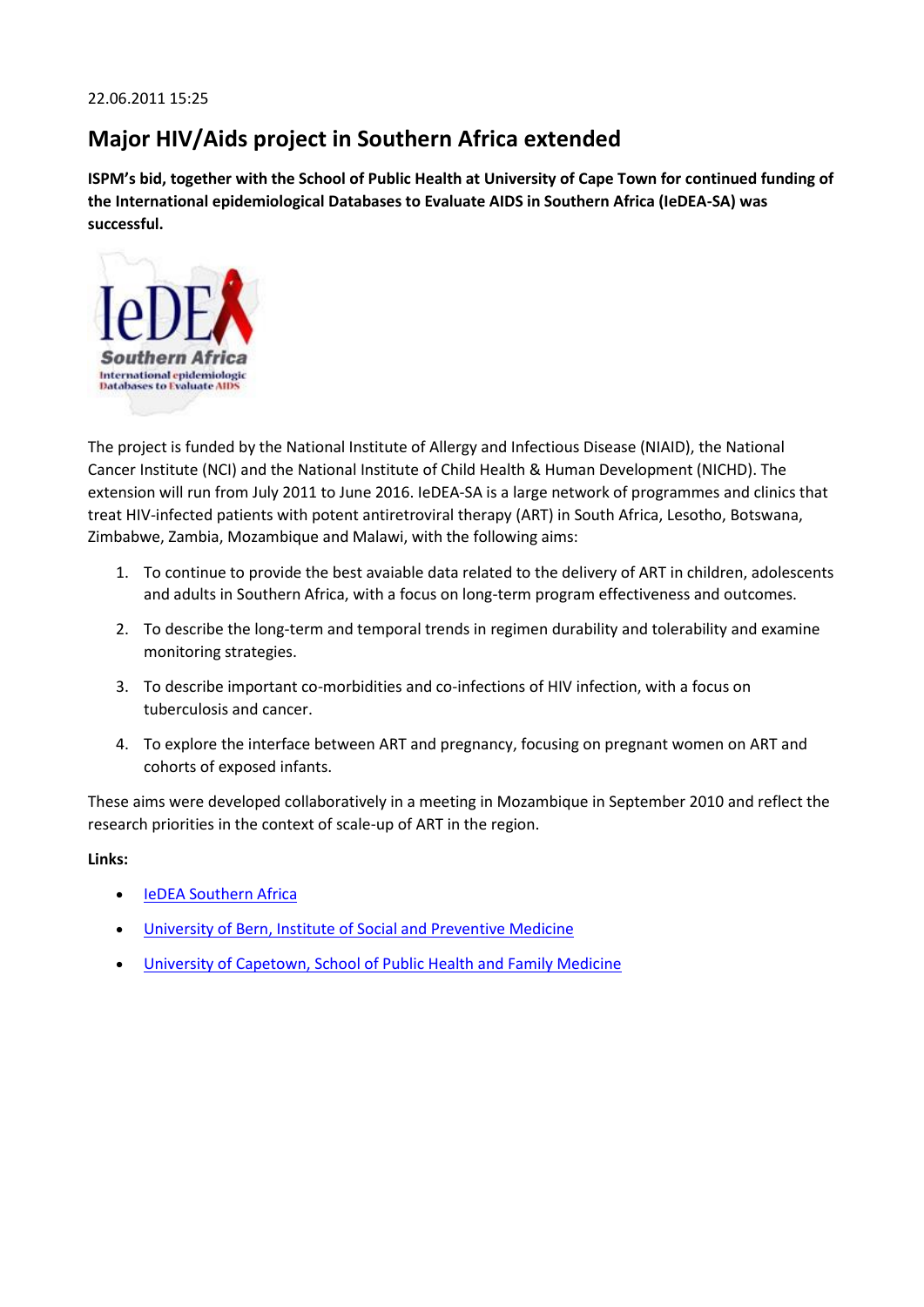22.06.2011 15:25

# Major HIV/Aids project in Southern Africa extended

**ISPM's bid, together with the School of Public Health at University of Cape Town for continued funding of the International epidemiological Databases to Evaluate AIDS in Southern Africa (IeDEA-SA) was successful.**

The project is funded by the National Institute of Allergy and Infectious Disease (NIAID), the National Cancer Institute (NCI) and the National Institute of Child Health & Human Development (NICHD). The extension will run from July 2011 to June 2016. IeDEA-SA is a large network of programmes and clinics that treat HIV-infected patients with potent antiretroviral therapy (ART) in South Africa, Lesotho, Botswana, Zimbabwe, Zambia, Mozambique and Malawi, with the following aims:

1. To continue to provide the best avaiable data related to the delivery of ART in children, adolescents and adults in Southern Africa, with a focus on long-term program effectiveness and outcomes.
2. To describe the long-term and temporal trends in regimen durability and tolerability and examine monitoring strategies.
3. To describe important co-morbidities and co-infections of HIV infection, with a focus on tuberculosis and cancer.
4. To explore the interface between ART and pregnancy, focusing on pregnant women on ART and cohorts of exposed infants.

These aims were developed collaboratively in a meeting in Mozambique in September 2010 and reflect the research priorities in the context of scale-up of ART in the region.

**Links:**

- IeDEA Southern Africa
- University of Bern, Institute of Social and Preventive Medicine
- University of Capetown, School of Public Health and Family Medicine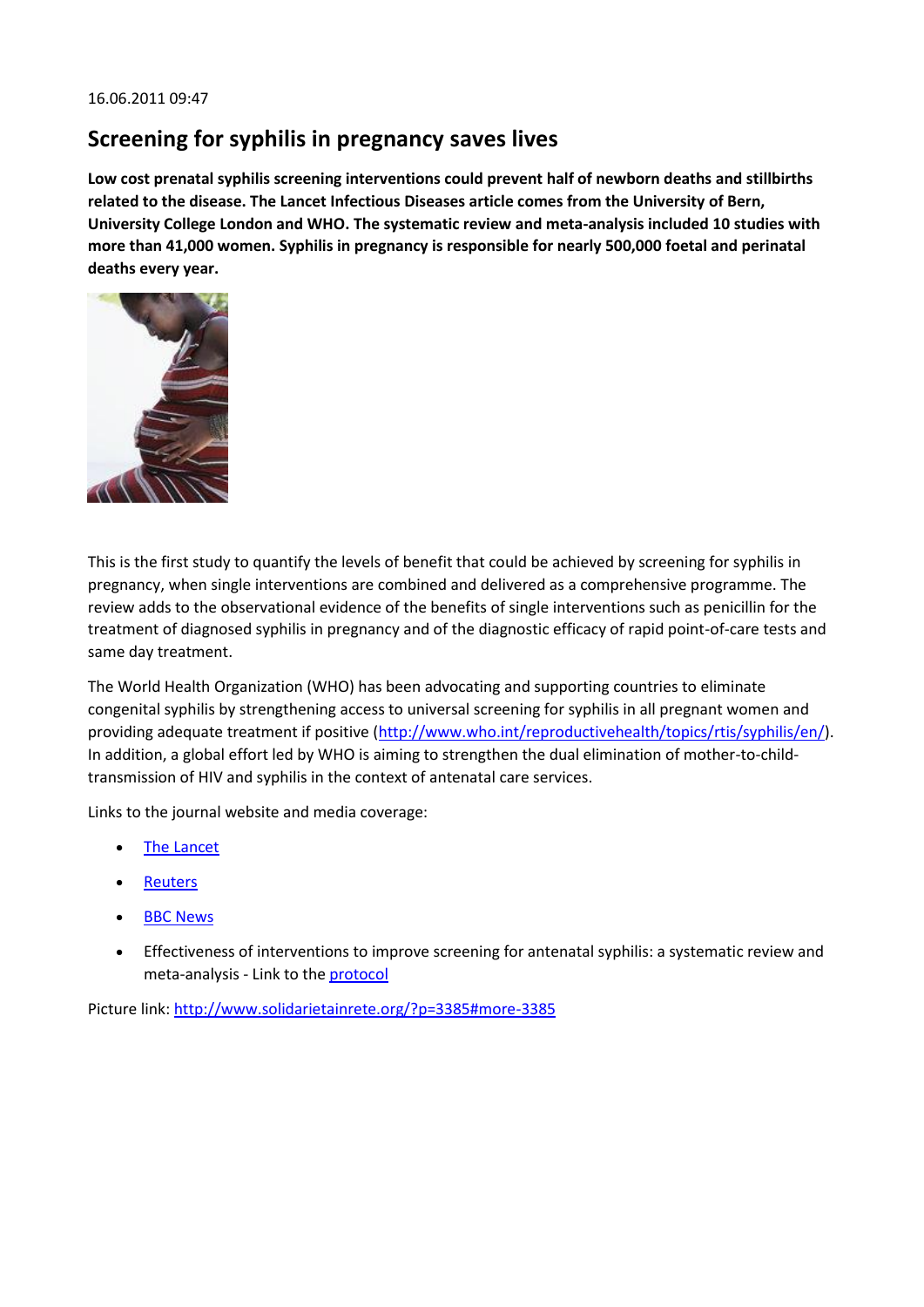16.06.2011 09:47

## Screening for syphilis in pregnancy saves lives

**Low cost prenatal syphilis screening interventions could prevent half of newborn deaths and stillbirths related to the disease. The Lancet Infectious Diseases article comes from the University of Bern, University College London and WHO. The systematic review and meta-analysis included 10 studies with more than 41,000 women. Syphilis in pregnancy is responsible for nearly 500,000 foetal and perinatal deaths every year.**

This is the first study to quantify the levels of benefit that could be achieved by screening for syphilis in pregnancy, when single interventions are combined and delivered as a comprehensive programme. The review adds to the observational evidence of the benefits of single interventions such as penicillin for the treatment of diagnosed syphilis in pregnancy and of the diagnostic efficacy of rapid point-of-care tests and same day treatment.

The World Health Organization (WHO) has been advocating and supporting countries to eliminate congenital syphilis by strengthening access to universal screening for syphilis in all pregnant women and providing adequate treatment if positive (http://www.who.int/reproductivehealth/topics/rtis/syphilis/en/). In addition, a global effort led by WHO is aiming to strengthen the dual elimination of mother-to-child-transmission of HIV and syphilis in the context of antenatal care services.

Links to the journal website and media coverage:

- The Lancet
- Reuters
- BBC News
- Effectiveness of interventions to improve screening for antenatal syphilis: a systematic review and meta-analysis - Link to the protocol

Picture link: http://www.solidarietainrete.org/?p=3385#more-3385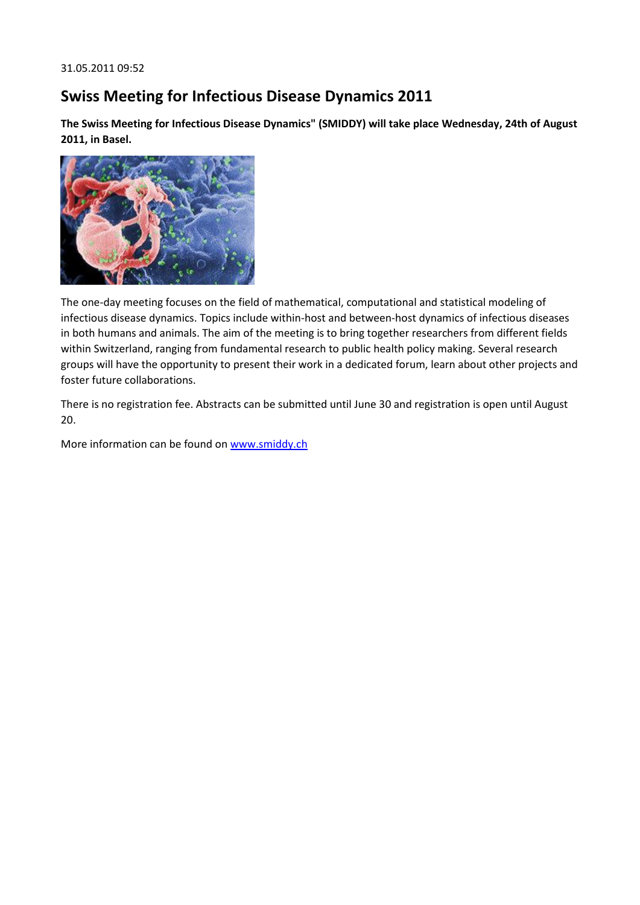31.05.2011 09:52

## Swiss Meeting for Infectious Disease Dynamics 2011

**The Swiss Meeting for Infectious Disease Dynamics" (SMIDDY) will take place Wednesday, 24th of August 2011, in Basel.**

The one-day meeting focuses on the field of mathematical, computational and statistical modeling of infectious disease dynamics. Topics include within-host and between-host dynamics of infectious diseases in both humans and animals. The aim of the meeting is to bring together researchers from different fields within Switzerland, ranging from fundamental research to public health policy making. Several research groups will have the opportunity to present their work in a dedicated forum, learn about other projects and foster future collaborations.

There is no registration fee. Abstracts can be submitted until June 30 and registration is open until August 20.

More information can be found on [www.smiddy.ch](http://www.smiddy.ch)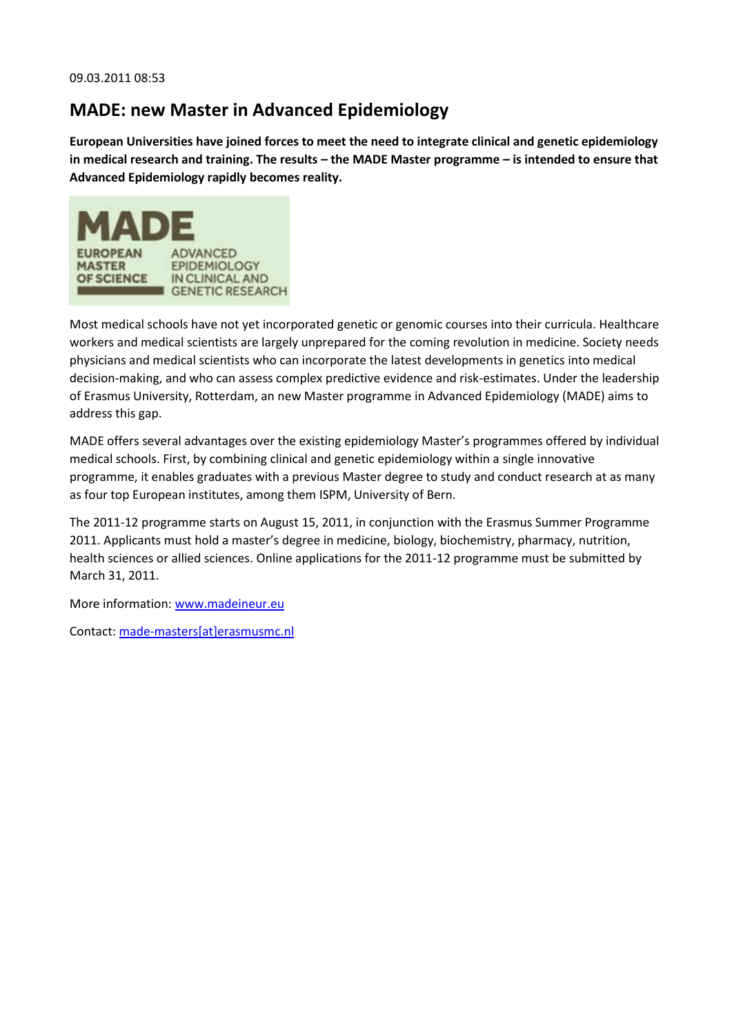09.03.2011 08:53

## MADE: new Master in Advanced Epidemiology

**European Universities have joined forces to meet the need to integrate clinical and genetic epidemiology in medical research and training. The results – the MADE Master programme – is intended to ensure that Advanced Epidemiology rapidly becomes reality.**

MADE
EUROPEAN MASTER OF SCIENCE
ADVANCED EPIDEMIOLOGY IN CLINICAL AND GENETIC RESEARCH

Most medical schools have not yet incorporated genetic or genomic courses into their curricula. Healthcare workers and medical scientists are largely unprepared for the coming revolution in medicine. Society needs physicians and medical scientists who can incorporate the latest developments in genetics into medical decision-making, and who can assess complex predictive evidence and risk-estimates. Under the leadership of Erasmus University, Rotterdam, an new Master programme in Advanced Epidemiology (MADE) aims to address this gap.

MADE offers several advantages over the existing epidemiology Master's programmes offered by individual medical schools. First, by combining clinical and genetic epidemiology within a single innovative programme, it enables graduates with a previous Master degree to study and conduct research at as many as four top European institutes, among them ISPM, University of Bern.

The 2011-12 programme starts on August 15, 2011, in conjunction with the Erasmus Summer Programme 2011. Applicants must hold a master's degree in medicine, biology, biochemistry, pharmacy, nutrition, health sciences or allied sciences. Online applications for the 2011-12 programme must be submitted by March 31, 2011.

More information: [www.madeineur.eu](http://www.madeineur.eu)

Contact: made-masters[at]erasmusmc.nl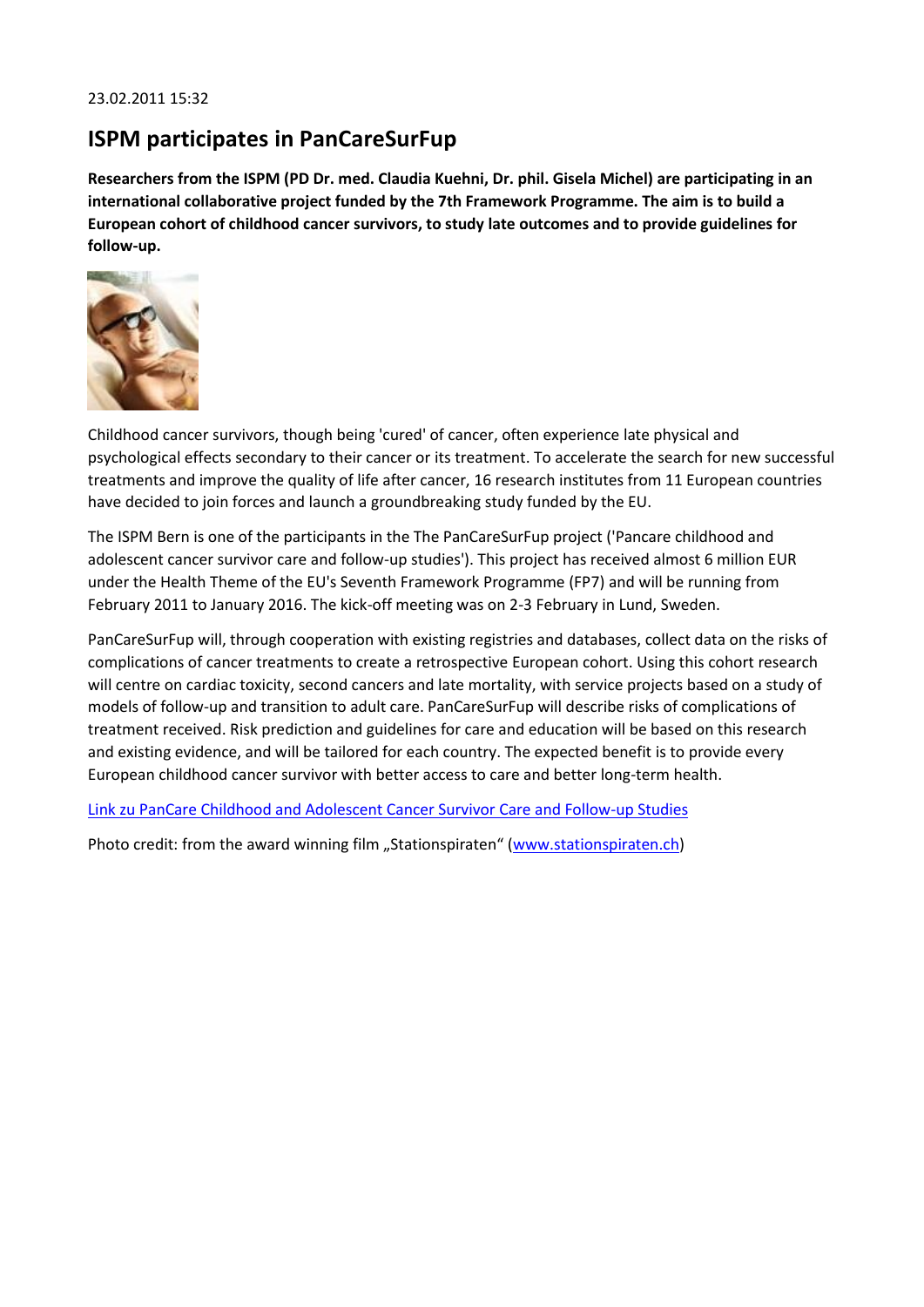23.02.2011 15:32

# ISPM participates in PanCareSurFup

**Researchers from the ISPM (PD Dr. med. Claudia Kuehni, Dr. phil. Gisela Michel) are participating in an international collaborative project funded by the 7th Framework Programme. The aim is to build a European cohort of childhood cancer survivors, to study late outcomes and to provide guidelines for follow-up.**

Childhood cancer survivors, though being 'cured' of cancer, often experience late physical and psychological effects secondary to their cancer or its treatment. To accelerate the search for new successful treatments and improve the quality of life after cancer, 16 research institutes from 11 European countries have decided to join forces and launch a groundbreaking study funded by the EU.

The ISPM Bern is one of the participants in the The PanCareSurFup project ('Pancare childhood and adolescent cancer survivor care and follow-up studies'). This project has received almost 6 million EUR under the Health Theme of the EU's Seventh Framework Programme (FP7) and will be running from February 2011 to January 2016. The kick-off meeting was on 2-3 February in Lund, Sweden.

PanCareSurFup will, through cooperation with existing registries and databases, collect data on the risks of complications of cancer treatments to create a retrospective European cohort. Using this cohort research will centre on cardiac toxicity, second cancers and late mortality, with service projects based on a study of models of follow-up and transition to adult care. PanCareSurFup will describe risks of complications of treatment received. Risk prediction and guidelines for care and education will be based on this research and existing evidence, and will be tailored for each country. The expected benefit is to provide every European childhood cancer survivor with better access to care and better long-term health.

Link zu PanCare Childhood and Adolescent Cancer Survivor Care and Follow-up Studies

Photo credit: from the award winning film „Stationspiraten“ (www.stationspiraten.ch)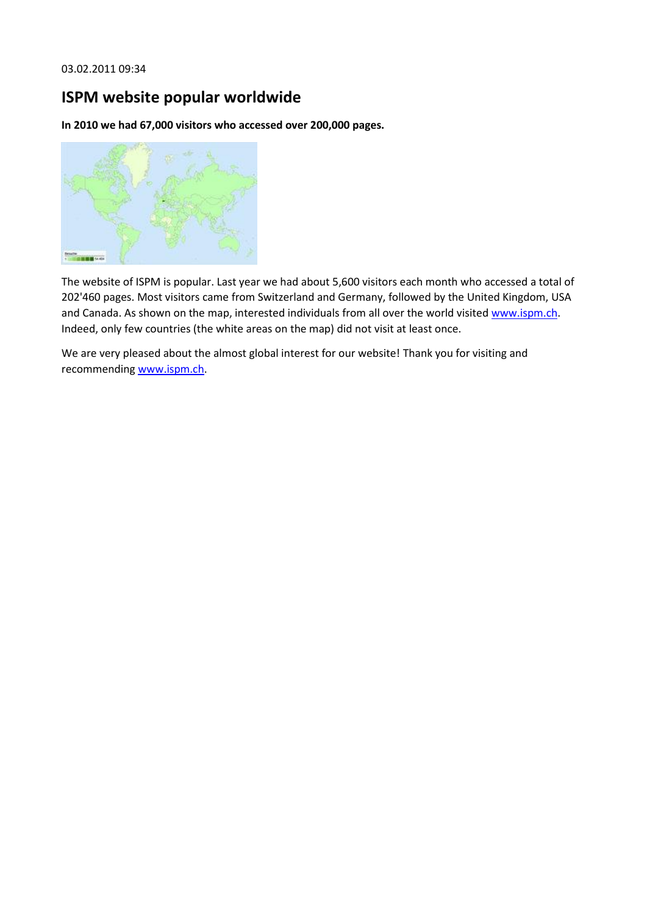03.02.2011 09:34

## ISPM website popular worldwide

**In 2010 we had 67,000 visitors who accessed over 200,000 pages.**

The website of ISPM is popular. Last year we had about 5,600 visitors each month who accessed a total of 202'460 pages. Most visitors came from Switzerland and Germany, followed by the United Kingdom, USA and Canada. As shown on the map, interested individuals from all over the world visited www.ispm.ch. Indeed, only few countries (the white areas on the map) did not visit at least once.

We are very pleased about the almost global interest for our website! Thank you for visiting and recommending www.ispm.ch.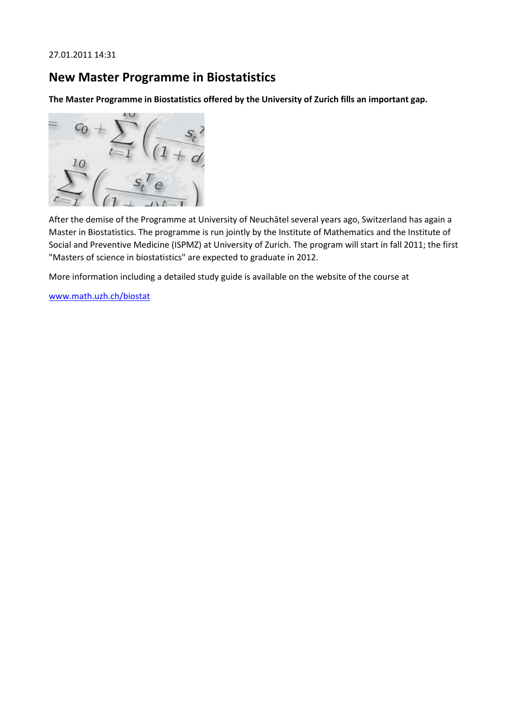27.01.2011 14:31

## New Master Programme in Biostatistics

**The Master Programme in Biostatistics offered by the University of Zurich fills an important gap.**

After the demise of the Programme at University of Neuchâtel several years ago, Switzerland has again a Master in Biostatistics. The programme is run jointly by the Institute of Mathematics and the Institute of Social and Preventive Medicine (ISPMZ) at University of Zurich. The program will start in fall 2011; the first "Masters of science in biostatistics" are expected to graduate in 2012.

More information including a detailed study guide is available on the website of the course at

www.math.uzh.ch/biostat